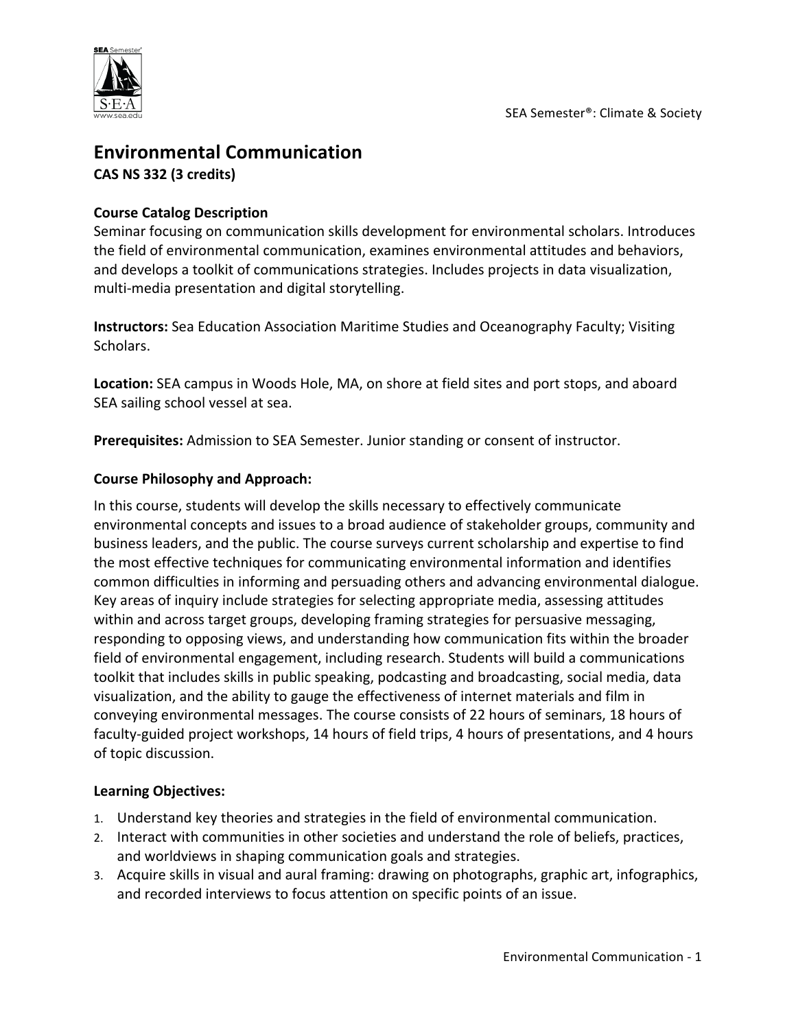# Environmental Communication

**CAS NS 332 (3 credits)**

**Course Catalog Description**

Seminar focusing on communication skills development for environmental scholars. Introduces the field of environmental communication, examines environmental attitudes and behaviors, and develops a toolkit of communications strategies. Includes projects in data visualization, multi-media presentation and digital storytelling.

**Instructors:** Sea Education Association Maritime Studies and Oceanography Faculty; Visiting Scholars.

**Location:** SEA campus in Woods Hole, MA, on shore at field sites and port stops, and aboard SEA sailing school vessel at sea.

**Prerequisites:** Admission to SEA Semester. Junior standing or consent of instructor.

**Course Philosophy and Approach:**

In this course, students will develop the skills necessary to effectively communicate environmental concepts and issues to a broad audience of stakeholder groups, community and business leaders, and the public. The course surveys current scholarship and expertise to find the most effective techniques for communicating environmental information and identifies common difficulties in informing and persuading others and advancing environmental dialogue. Key areas of inquiry include strategies for selecting appropriate media, assessing attitudes within and across target groups, developing framing strategies for persuasive messaging, responding to opposing views, and understanding how communication fits within the broader field of environmental engagement, including research. Students will build a communications toolkit that includes skills in public speaking, podcasting and broadcasting, social media, data visualization, and the ability to gauge the effectiveness of internet materials and film in conveying environmental messages. The course consists of 22 hours of seminars, 18 hours of faculty-guided project workshops, 14 hours of field trips, 4 hours of presentations, and 4 hours of topic discussion.

**Learning Objectives:**

1. Understand key theories and strategies in the field of environmental communication.
2. Interact with communities in other societies and understand the role of beliefs, practices, and worldviews in shaping communication goals and strategies.
3. Acquire skills in visual and aural framing: drawing on photographs, graphic art, infographics, and recorded interviews to focus attention on specific points of an issue.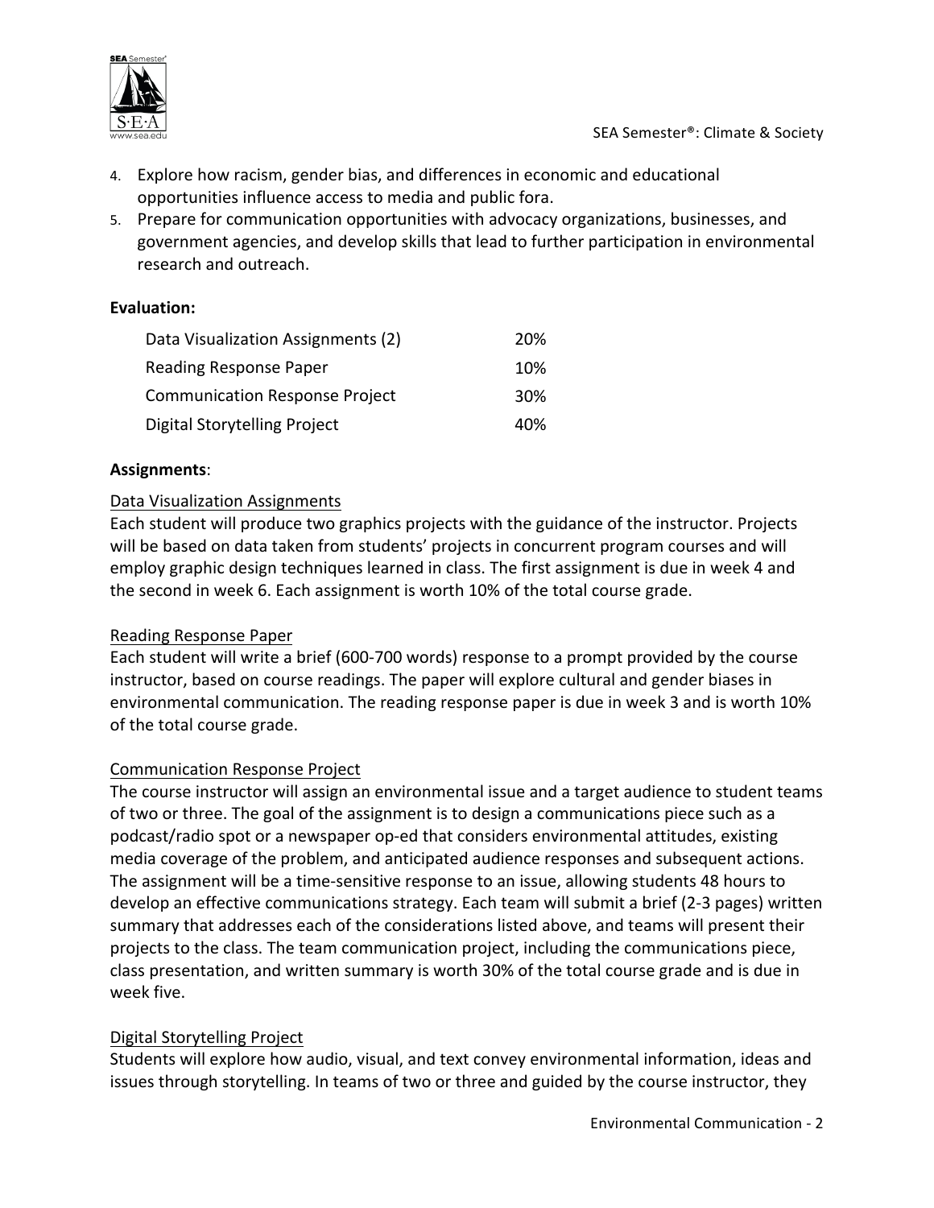4. Explore how racism, gender bias, and differences in economic and educational opportunities influence access to media and public fora.
5. Prepare for communication opportunities with advocacy organizations, businesses, and government agencies, and develop skills that lead to further participation in environmental research and outreach.

**Evaluation:**

| | |
|---|---|
| Data Visualization Assignments (2) | 20% |
| Reading Response Paper | 10% |
| Communication Response Project | 30% |
| Digital Storytelling Project | 40% |

**Assignments**:

Data Visualization Assignments

Each student will produce two graphics projects with the guidance of the instructor. Projects will be based on data taken from students' projects in concurrent program courses and will employ graphic design techniques learned in class. The first assignment is due in week 4 and the second in week 6. Each assignment is worth 10% of the total course grade.

Reading Response Paper

Each student will write a brief (600-700 words) response to a prompt provided by the course instructor, based on course readings. The paper will explore cultural and gender biases in environmental communication. The reading response paper is due in week 3 and is worth 10% of the total course grade.

Communication Response Project

The course instructor will assign an environmental issue and a target audience to student teams of two or three. The goal of the assignment is to design a communications piece such as a podcast/radio spot or a newspaper op-ed that considers environmental attitudes, existing media coverage of the problem, and anticipated audience responses and subsequent actions. The assignment will be a time-sensitive response to an issue, allowing students 48 hours to develop an effective communications strategy. Each team will submit a brief (2-3 pages) written summary that addresses each of the considerations listed above, and teams will present their projects to the class. The team communication project, including the communications piece, class presentation, and written summary is worth 30% of the total course grade and is due in week five.

Digital Storytelling Project

Students will explore how audio, visual, and text convey environmental information, ideas and issues through storytelling. In teams of two or three and guided by the course instructor, they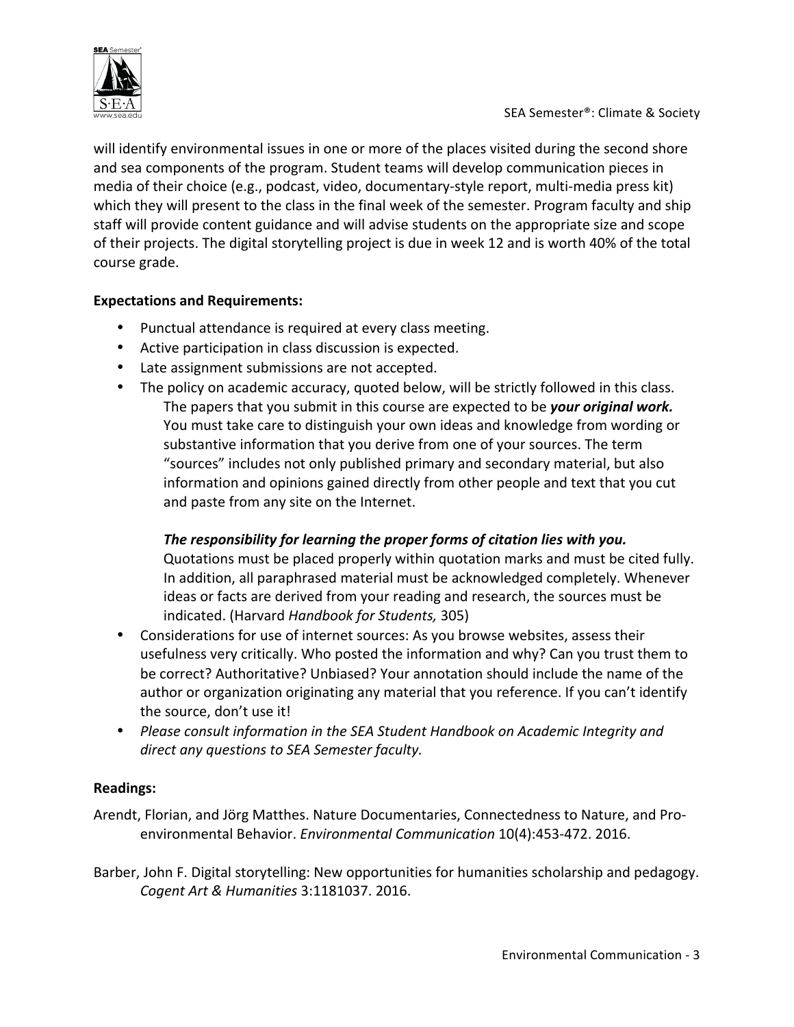will identify environmental issues in one or more of the places visited during the second shore and sea components of the program. Student teams will develop communication pieces in media of their choice (e.g., podcast, video, documentary-style report, multi-media press kit) which they will present to the class in the final week of the semester. Program faculty and ship staff will provide content guidance and will advise students on the appropriate size and scope of their projects. The digital storytelling project is due in week 12 and is worth 40% of the total course grade.

**Expectations and Requirements:**

- Punctual attendance is required at every class meeting.
- Active participation in class discussion is expected.
- Late assignment submissions are not accepted.
- The policy on academic accuracy, quoted below, will be strictly followed in this class.

  The papers that you submit in this course are expected to be ***your original work.*** You must take care to distinguish your own ideas and knowledge from wording or substantive information that you derive from one of your sources. The term "sources" includes not only published primary and secondary material, but also information and opinions gained directly from other people and text that you cut and paste from any site on the Internet.

  ***The responsibility for learning the proper forms of citation lies with you.*** Quotations must be placed properly within quotation marks and must be cited fully. In addition, all paraphrased material must be acknowledged completely. Whenever ideas or facts are derived from your reading and research, the sources must be indicated. (Harvard *Handbook for Students,* 305)
- Considerations for use of internet sources: As you browse websites, assess their usefulness very critically. Who posted the information and why? Can you trust them to be correct? Authoritative? Unbiased? Your annotation should include the name of the author or organization originating any material that you reference. If you can't identify the source, don't use it!
- *Please consult information in the SEA Student Handbook on Academic Integrity and direct any questions to SEA Semester faculty.*

**Readings:**

Arendt, Florian, and Jörg Matthes. Nature Documentaries, Connectedness to Nature, and Pro-environmental Behavior. *Environmental Communication* 10(4):453-472. 2016.

Barber, John F. Digital storytelling: New opportunities for humanities scholarship and pedagogy. *Cogent Art & Humanities* 3:1181037. 2016.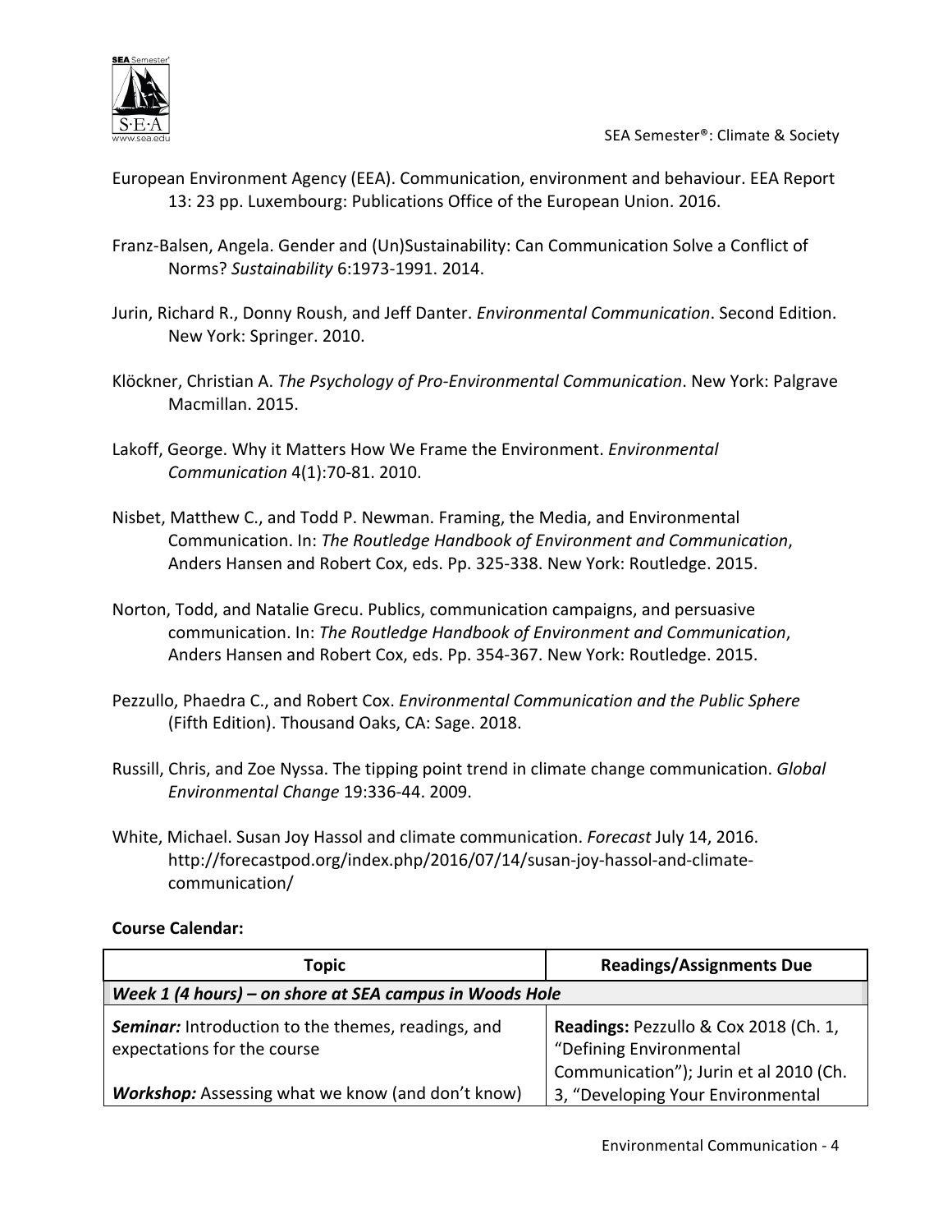European Environment Agency (EEA). Communication, environment and behaviour. EEA Report 13: 23 pp. Luxembourg: Publications Office of the European Union. 2016.

Franz-Balsen, Angela. Gender and (Un)Sustainability: Can Communication Solve a Conflict of Norms? *Sustainability* 6:1973-1991. 2014.

Jurin, Richard R., Donny Roush, and Jeff Danter. *Environmental Communication*. Second Edition. New York: Springer. 2010.

Klöckner, Christian A. *The Psychology of Pro-Environmental Communication*. New York: Palgrave Macmillan. 2015.

Lakoff, George. Why it Matters How We Frame the Environment. *Environmental Communication* 4(1):70-81. 2010.

Nisbet, Matthew C., and Todd P. Newman. Framing, the Media, and Environmental Communication. In: *The Routledge Handbook of Environment and Communication*, Anders Hansen and Robert Cox, eds. Pp. 325-338. New York: Routledge. 2015.

Norton, Todd, and Natalie Grecu. Publics, communication campaigns, and persuasive communication. In: *The Routledge Handbook of Environment and Communication*, Anders Hansen and Robert Cox, eds. Pp. 354-367. New York: Routledge. 2015.

Pezzullo, Phaedra C., and Robert Cox. *Environmental Communication and the Public Sphere* (Fifth Edition). Thousand Oaks, CA: Sage. 2018.

Russill, Chris, and Zoe Nyssa. The tipping point trend in climate change communication. *Global Environmental Change* 19:336-44. 2009.

White, Michael. Susan Joy Hassol and climate communication. *Forecast* July 14, 2016. http://forecastpod.org/index.php/2016/07/14/susan-joy-hassol-and-climate-communication/

**Course Calendar:**

| Topic | Readings/Assignments Due |
| --- | --- |
| ***Week 1 (4 hours) – on shore at SEA campus in Woods Hole*** | |
| ***Seminar:*** Introduction to the themes, readings, and expectations for the course<br><br>***Workshop:*** Assessing what we know (and don't know) | **Readings:** Pezzullo & Cox 2018 (Ch. 1, "Defining Environmental Communication"); Jurin et al 2010 (Ch. 3, "Developing Your Environmental |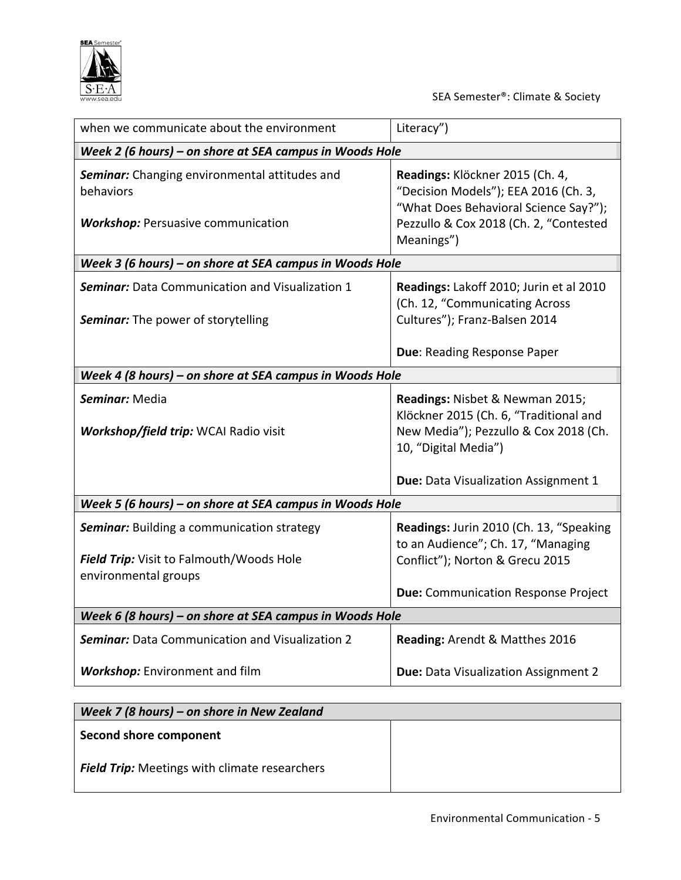| when we communicate about the environment | Literacy") |
|---|---|
| ***Week 2 (6 hours) – on shore at SEA campus in Woods Hole*** | |
| ***Seminar:*** Changing environmental attitudes and behaviors<br><br>***Workshop:*** Persuasive communication | **Readings:** Klöckner 2015 (Ch. 4, "Decision Models"); EEA 2016 (Ch. 3, "What Does Behavioral Science Say?"); Pezzullo & Cox 2018 (Ch. 2, "Contested Meanings") |
| ***Week 3 (6 hours) – on shore at SEA campus in Woods Hole*** | |
| ***Seminar:*** Data Communication and Visualization 1<br><br>***Seminar:*** The power of storytelling | **Readings:** Lakoff 2010; Jurin et al 2010 (Ch. 12, "Communicating Across Cultures"); Franz-Balsen 2014<br><br>**Due**: Reading Response Paper |
| ***Week 4 (8 hours) – on shore at SEA campus in Woods Hole*** | |
| ***Seminar:*** Media<br><br>***Workshop/field trip:*** WCAI Radio visit | **Readings:** Nisbet & Newman 2015; Klöckner 2015 (Ch. 6, "Traditional and New Media"); Pezzullo & Cox 2018 (Ch. 10, "Digital Media")<br><br>**Due:** Data Visualization Assignment 1 |
| ***Week 5 (6 hours) – on shore at SEA campus in Woods Hole*** | |
| ***Seminar:*** Building a communication strategy<br><br>***Field Trip:*** Visit to Falmouth/Woods Hole environmental groups | **Readings:** Jurin 2010 (Ch. 13, "Speaking to an Audience"; Ch. 17, "Managing Conflict"); Norton & Grecu 2015<br><br>**Due:** Communication Response Project |
| ***Week 6 (8 hours) – on shore at SEA campus in Woods Hole*** | |
| ***Seminar:*** Data Communication and Visualization 2<br><br>***Workshop:*** Environment and film | **Reading:** Arendt & Matthes 2016<br><br>**Due:** Data Visualization Assignment 2 |

| ***Week 7 (8 hours) – on shore in New Zealand*** | |
|---|---|
| **Second shore component**<br><br>***Field Trip:*** Meetings with climate researchers | |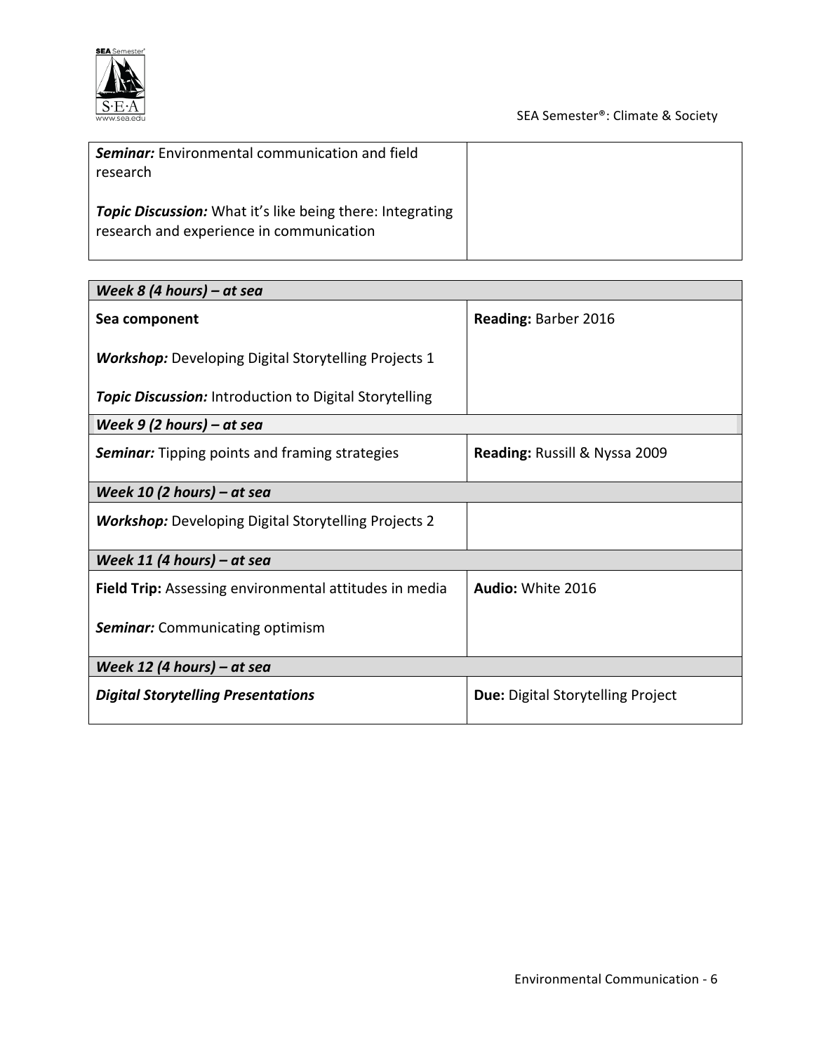| | |
|---|---|
| ***Seminar:*** Environmental communication and field research<br><br>***Topic Discussion:*** What it's like being there: Integrating research and experience in communication | |

| ***Week 8 (4 hours) – at sea*** | |
|---|---|
| **Sea component**<br><br>***Workshop:*** Developing Digital Storytelling Projects 1<br><br>***Topic Discussion:*** Introduction to Digital Storytelling | **Reading:** Barber 2016 |
| ***Week 9 (2 hours) – at sea*** | |
| ***Seminar:*** Tipping points and framing strategies | **Reading:** Russill & Nyssa 2009 |
| ***Week 10 (2 hours) – at sea*** | |
| ***Workshop:*** Developing Digital Storytelling Projects 2 | |
| ***Week 11 (4 hours) – at sea*** | |
| **Field Trip:** Assessing environmental attitudes in media<br><br>***Seminar:*** Communicating optimism | **Audio:** White 2016 |
| ***Week 12 (4 hours) – at sea*** | |
| ***Digital Storytelling Presentations*** | **Due:** Digital Storytelling Project |